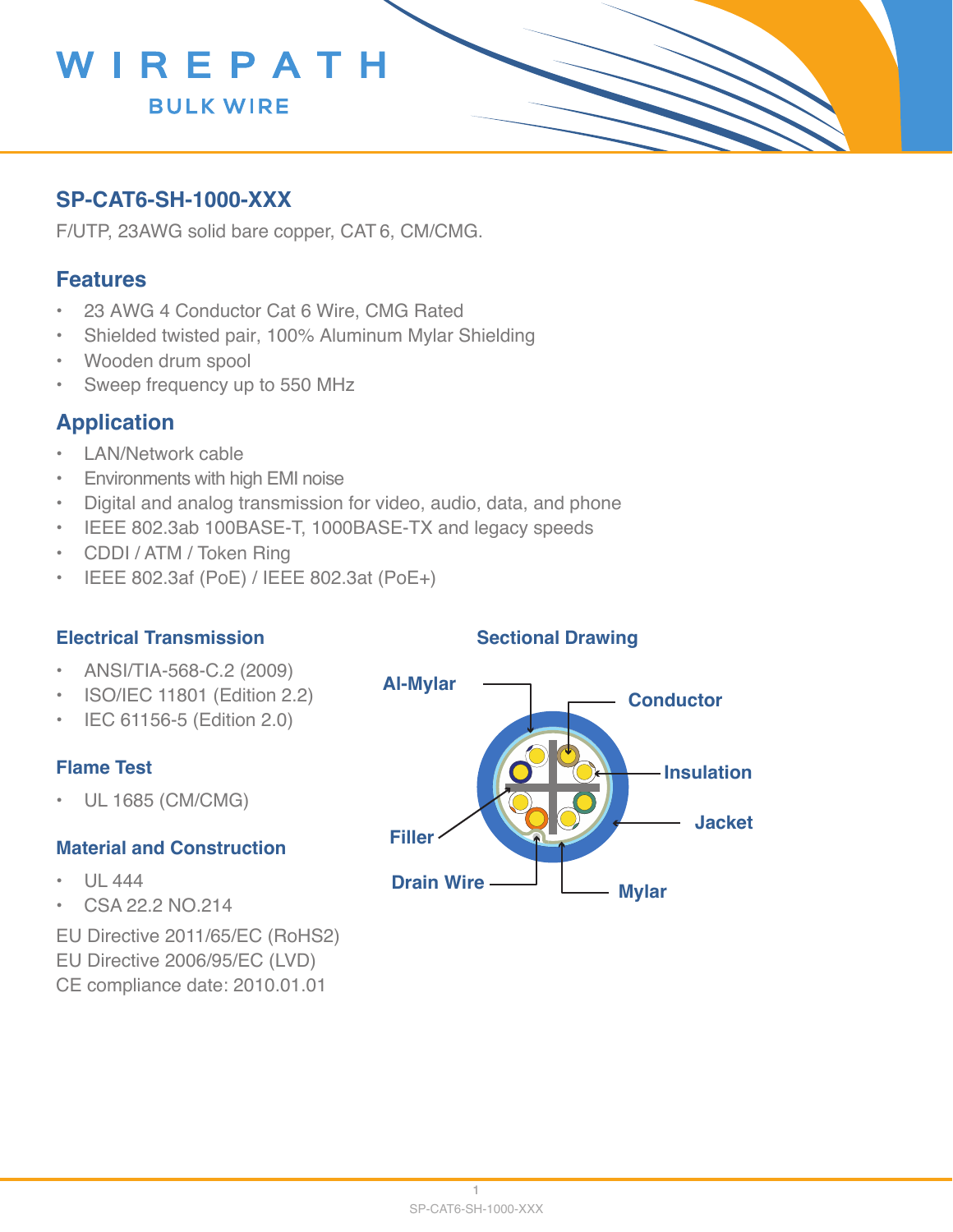# WIREPATH
BULK WIRE

## SP-CAT6-SH-1000-XXX

F/UTP, 23AWG solid bare copper, CAT 6, CM/CMG.

## Features

- 23 AWG 4 Conductor Cat 6 Wire, CMG Rated
- Shielded twisted pair, 100% Aluminum Mylar Shielding
- Wooden drum spool
- Sweep frequency up to 550 MHz

## Application

- LAN/Network cable
- Environments with high EMI noise
- Digital and analog transmission for video, audio, data, and phone
- IEEE 802.3ab 100BASE-T, 1000BASE-TX and legacy speeds
- CDDI / ATM / Token Ring
- IEEE 802.3af (PoE) / IEEE 802.3at (PoE+)

### Electrical Transmission

- ANSI/TIA-568-C.2 (2009)
- ISO/IEC 11801 (Edition 2.2)
- IEC 61156-5 (Edition 2.0)

### Flame Test

- UL 1685 (CM/CMG)

### Material and Construction

- UL 444
- CSA 22.2 NO.214

EU Directive 2011/65/EC (RoHS2)
EU Directive 2006/95/EC (LVD)
CE compliance date: 2010.01.01

### Sectional Drawing

Al-Mylar, Conductor, Insulation, Jacket, Filler, Drain Wire, Mylar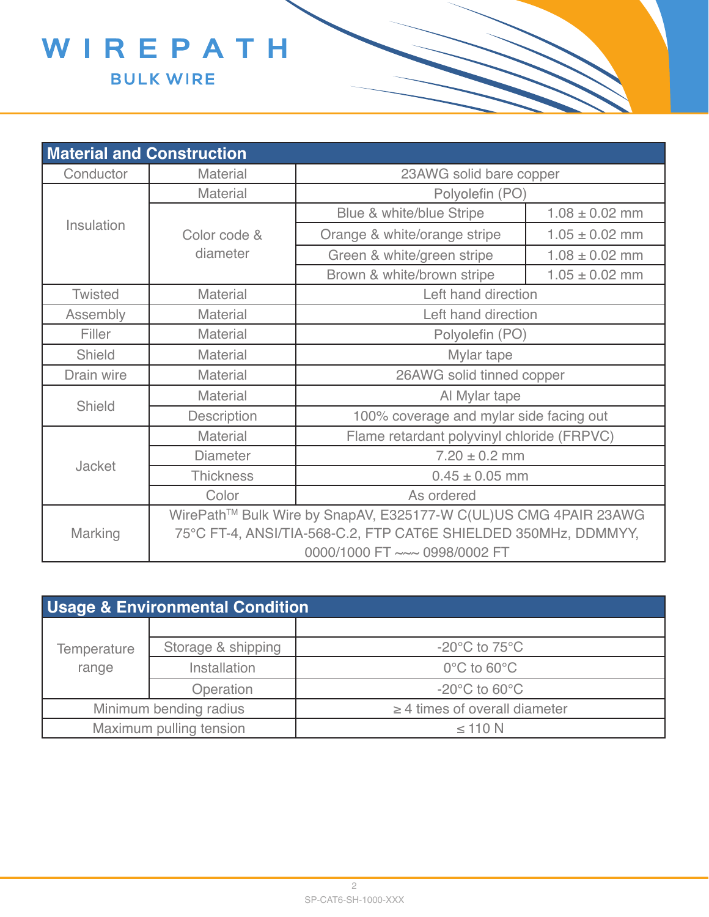WIREPATH BULK WIRE

| Material and Construction | | | |
|---|---|---|---|
| Conductor | Material | 23AWG solid bare copper | |
| Insulation | Material | Polyolefin (PO) | |
| | Color code & diameter | Blue & white/blue Stripe | 1.08 ± 0.02 mm |
| | | Orange & white/orange stripe | 1.05 ± 0.02 mm |
| | | Green & white/green stripe | 1.08 ± 0.02 mm |
| | | Brown & white/brown stripe | 1.05 ± 0.02 mm |
| Twisted | Material | Left hand direction | |
| Assembly | Material | Left hand direction | |
| Filler | Material | Polyolefin (PO) | |
| Shield | Material | Mylar tape | |
| Drain wire | Material | 26AWG solid tinned copper | |
| Shield | Material | Al Mylar tape | |
| | Description | 100% coverage and mylar side facing out | |
| Jacket | Material | Flame retardant polyvinyl chloride (FRPVC) | |
| | Diameter | 7.20 ± 0.2 mm | |
| | Thickness | 0.45 ± 0.05 mm | |
| | Color | As ordered | |
| Marking | WirePath™ Bulk Wire by SnapAV, E325177-W C(UL)US CMG 4PAIR 23AWG 75°C FT-4, ANSI/TIA-568-C.2, FTP CAT6E SHIELDED 350MHz, DDMMYY, 0000/1000 FT ~~~ 0998/0002 FT | | |

| Usage & Environmental Condition | | |
|---|---|---|
| Temperature range | | |
| | Storage & shipping | -20°C to 75°C |
| | Installation | 0°C to 60°C |
| | Operation | -20°C to 60°C |
| Minimum bending radius | | ≥ 4 times of overall diameter |
| Maximum pulling tension | | ≤ 110 N |

SP-CAT6-SH-1000-XXX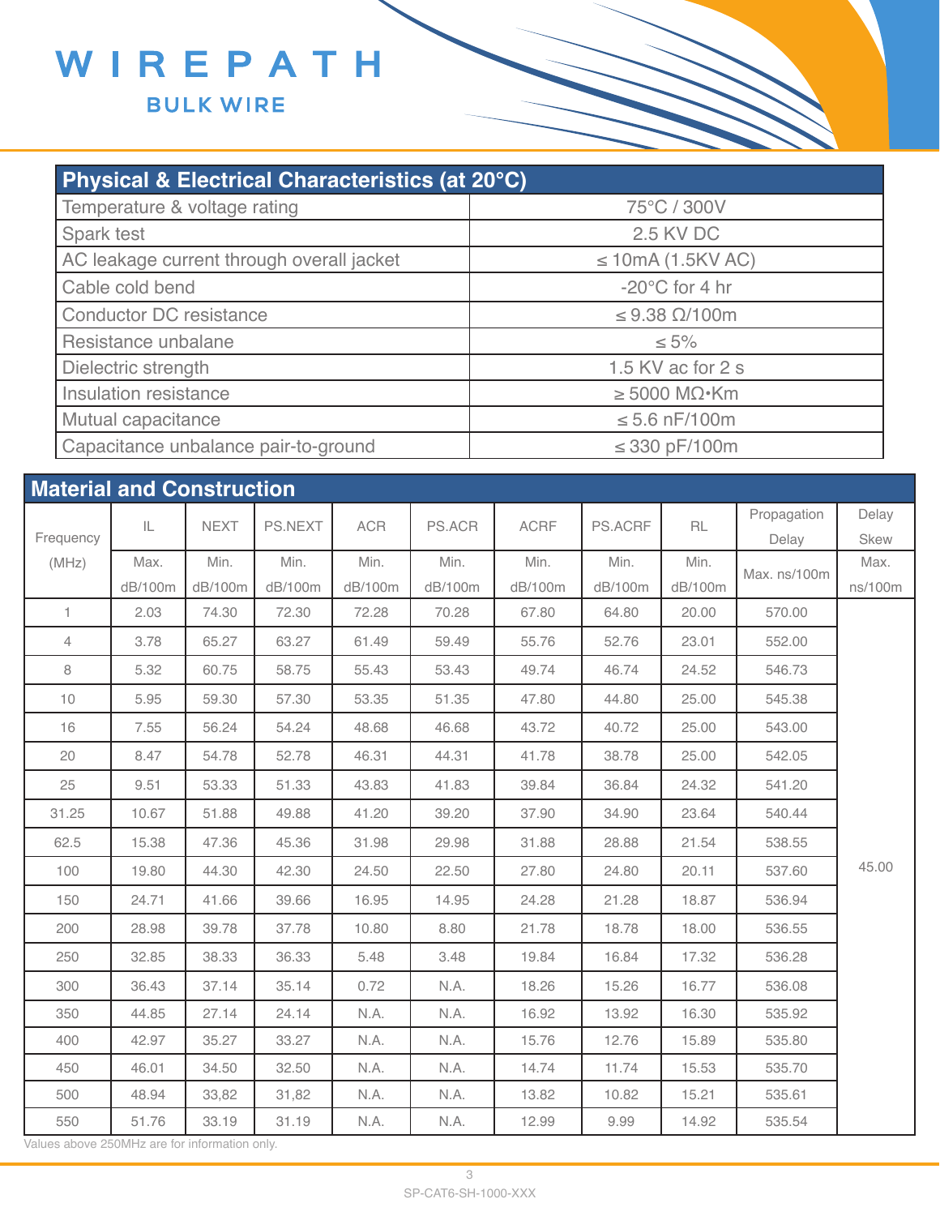WIREPATH

BULK WIRE

| Physical & Electrical Characteristics (at 20°C) | |
|---|---|
| Temperature & voltage rating | 75°C / 300V |
| Spark test | 2.5 KV DC |
| AC leakage current through overall jacket | ≤ 10mA (1.5KV AC) |
| Cable cold bend | -20°C for 4 hr |
| Conductor DC resistance | ≤ 9.38 Ω/100m |
| Resistance unbalane | ≤ 5% |
| Dielectric strength | 1.5 KV ac for 2 s |
| Insulation resistance | ≥ 5000 MΩ•Km |
| Mutual capacitance | ≤ 5.6 nF/100m |
| Capacitance unbalance pair-to-ground | ≤ 330 pF/100m |

## Material and Construction

| Frequency (MHz) | IL | NEXT | PS.NEXT | ACR | PS.ACR | ACRF | PS.ACRF | RL | Propagation Delay | Delay Skew |
|---|---|---|---|---|---|---|---|---|---|---|
| | Max. dB/100m | Min. dB/100m | Min. dB/100m | Min. dB/100m | Min. dB/100m | Min. dB/100m | Min. dB/100m | Min. dB/100m | Max. ns/100m | Max. ns/100m |
| 1 | 2.03 | 74.30 | 72.30 | 72.28 | 70.28 | 67.80 | 64.80 | 20.00 | 570.00 | 45.00 |
| 4 | 3.78 | 65.27 | 63.27 | 61.49 | 59.49 | 55.76 | 52.76 | 23.01 | 552.00 | |
| 8 | 5.32 | 60.75 | 58.75 | 55.43 | 53.43 | 49.74 | 46.74 | 24.52 | 546.73 | |
| 10 | 5.95 | 59.30 | 57.30 | 53.35 | 51.35 | 47.80 | 44.80 | 25.00 | 545.38 | |
| 16 | 7.55 | 56.24 | 54.24 | 48.68 | 46.68 | 43.72 | 40.72 | 25.00 | 543.00 | |
| 20 | 8.47 | 54.78 | 52.78 | 46.31 | 44.31 | 41.78 | 38.78 | 25.00 | 542.05 | |
| 25 | 9.51 | 53.33 | 51.33 | 43.83 | 41.83 | 39.84 | 36.84 | 24.32 | 541.20 | |
| 31.25 | 10.67 | 51.88 | 49.88 | 41.20 | 39.20 | 37.90 | 34.90 | 23.64 | 540.44 | |
| 62.5 | 15.38 | 47.36 | 45.36 | 31.98 | 29.98 | 31.88 | 28.88 | 21.54 | 538.55 | |
| 100 | 19.80 | 44.30 | 42.30 | 24.50 | 22.50 | 27.80 | 24.80 | 20.11 | 537.60 | |
| 150 | 24.71 | 41.66 | 39.66 | 16.95 | 14.95 | 24.28 | 21.28 | 18.87 | 536.94 | |
| 200 | 28.98 | 39.78 | 37.78 | 10.80 | 8.80 | 21.78 | 18.78 | 18.00 | 536.55 | |
| 250 | 32.85 | 38.33 | 36.33 | 5.48 | 3.48 | 19.84 | 16.84 | 17.32 | 536.28 | |
| 300 | 36.43 | 37.14 | 35.14 | 0.72 | N.A. | 18.26 | 15.26 | 16.77 | 536.08 | |
| 350 | 44.85 | 27.14 | 24.14 | N.A. | N.A. | 16.92 | 13.92 | 16.30 | 535.92 | |
| 400 | 42.97 | 35.27 | 33.27 | N.A. | N.A. | 15.76 | 12.76 | 15.89 | 535.80 | |
| 450 | 46.01 | 34.50 | 32.50 | N.A. | N.A. | 14.74 | 11.74 | 15.53 | 535.70 | |
| 500 | 48.94 | 33,82 | 31,82 | N.A. | N.A. | 13.82 | 10.82 | 15.21 | 535.61 | |
| 550 | 51.76 | 33.19 | 31.19 | N.A. | N.A. | 12.99 | 9.99 | 14.92 | 535.54 | |

Values above 250MHz are for information only.

SP-CAT6-SH-1000-XXX